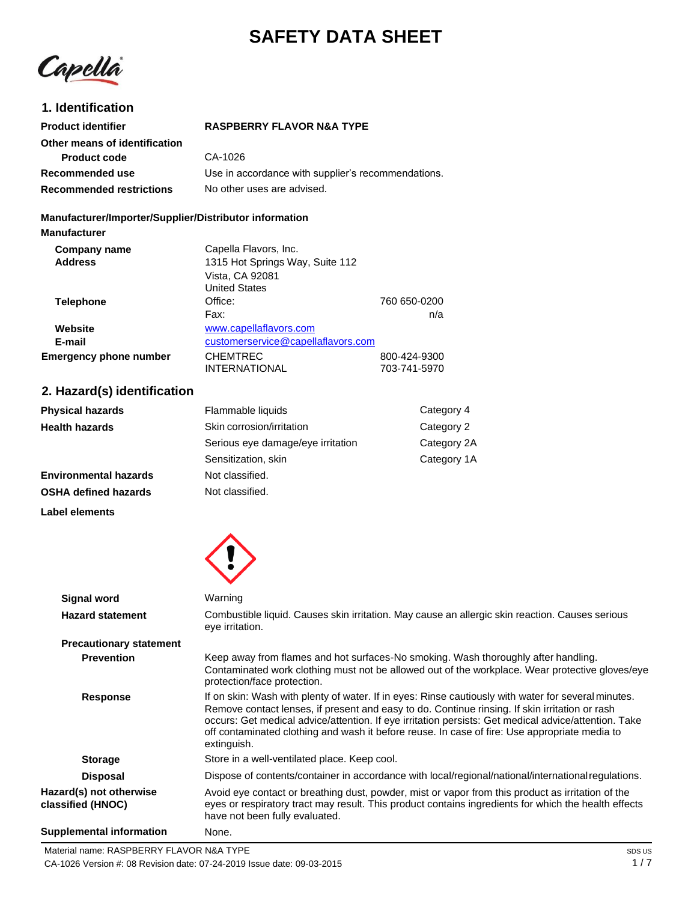# SAFETY DATA SHEET

## 1. Identification

| | |
|---|---|
| **Product identifier** | **RASPBERRY FLAVOR N&A TYPE** |
| **Other means of identification** | |
| **Product code** | CA-1026 |
| **Recommended use** | Use in accordance with supplier's recommendations. |
| **Recommended restrictions** | No other uses are advised. |

**Manufacturer/Importer/Supplier/Distributor information**

**Manufacturer**

| | | |
|---|---|---|
| **Company name** | Capella Flavors, Inc. | |
| **Address** | 1315 Hot Springs Way, Suite 112<br>Vista, CA 92081<br>United States | |
| **Telephone** | Office: | 760 650-0200 |
| | Fax: | n/a |
| **Website** | www.capellaflavors.com | |
| **E-mail** | customerservice@capellaflavors.com | |
| **Emergency phone number** | CHEMTREC | 800-424-9300 |
| | INTERNATIONAL | 703-741-5970 |

## 2. Hazard(s) identification

| | | |
|---|---|---|
| **Physical hazards** | Flammable liquids | Category 4 |
| **Health hazards** | Skin corrosion/irritation | Category 2 |
| | Serious eye damage/eye irritation | Category 2A |
| | Sensitization, skin | Category 1A |
| **Environmental hazards** | Not classified. | |
| **OSHA defined hazards** | Not classified. | |

**Label elements**

| | |
|---|---|
| **Signal word** | Warning |
| **Hazard statement** | Combustible liquid. Causes skin irritation. May cause an allergic skin reaction. Causes serious eye irritation. |
| **Precautionary statement** | |
| **Prevention** | Keep away from flames and hot surfaces-No smoking. Wash thoroughly after handling. Contaminated work clothing must not be allowed out of the workplace. Wear protective gloves/eye protection/face protection. |
| **Response** | If on skin: Wash with plenty of water. If in eyes: Rinse cautiously with water for several minutes. Remove contact lenses, if present and easy to do. Continue rinsing. If skin irritation or rash occurs: Get medical advice/attention. If eye irritation persists: Get medical advice/attention. Take off contaminated clothing and wash it before reuse. In case of fire: Use appropriate media to extinguish. |
| **Storage** | Store in a well-ventilated place. Keep cool. |
| **Disposal** | Dispose of contents/container in accordance with local/regional/national/international regulations. |
| **Hazard(s) not otherwise classified (HNOC)** | Avoid eye contact or breathing dust, powder, mist or vapor from this product as irritation of the eyes or respiratory tract may result. This product contains ingredients for which the health effects have not been fully evaluated. |
| **Supplemental information** | None. |

Material name: RASPBERRY FLAVOR N&A TYPE

CA-1026 Version #: 08 Revision date: 07-24-2019 Issue date: 09-03-2015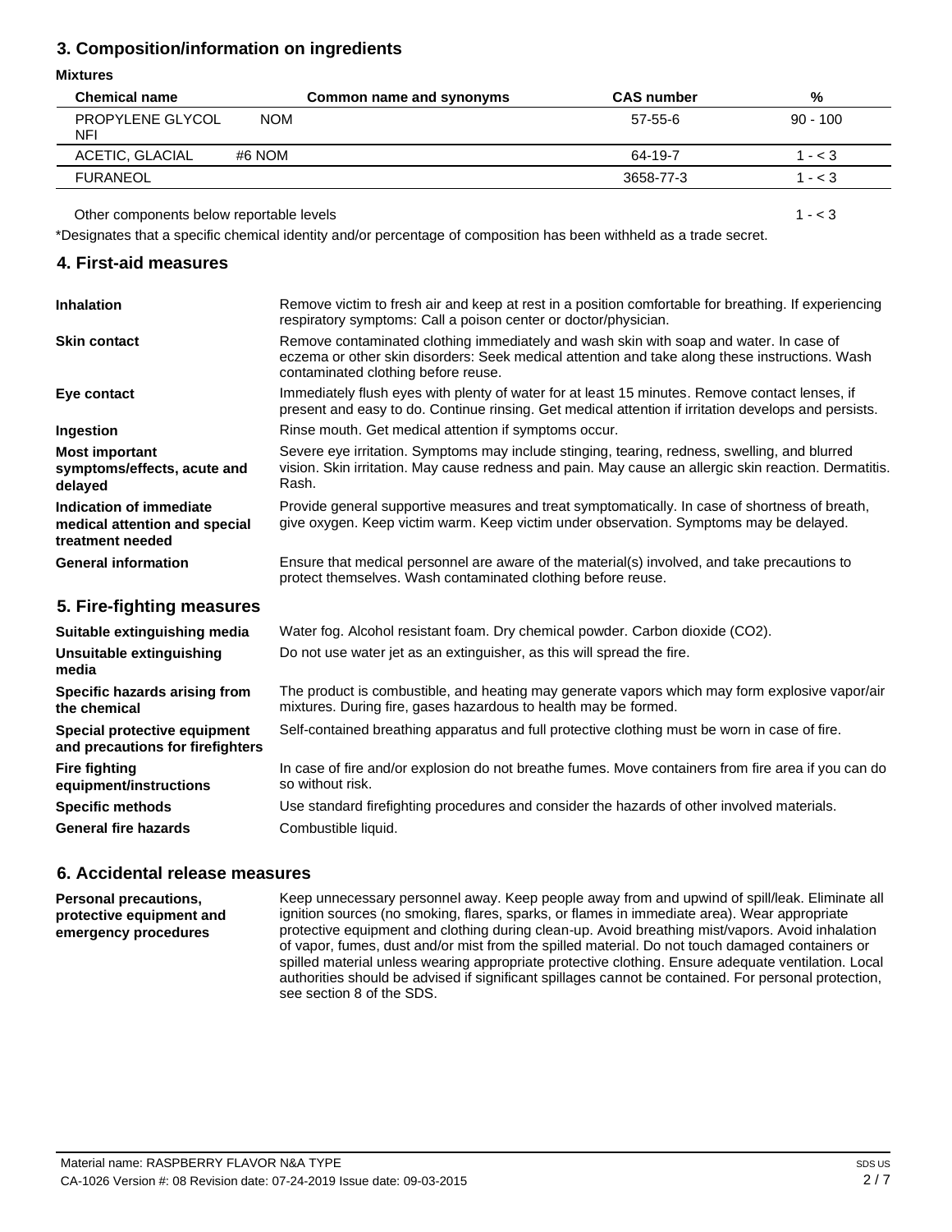## 3. Composition/information on ingredients

**Mixtures**

| Chemical name | Common name and synonyms | CAS number | % |
|---|---|---|---|
| PROPYLENE GLYCOL NFI | NOM | 57-55-6 | 90 - 100 |
| ACETIC, GLACIAL | #6 NOM | 64-19-7 | 1 - < 3 |
| FURANEOL | | 3658-77-3 | 1 - < 3 |
| Other components below reportable levels | | | 1 - < 3 |

*Designates that a specific chemical identity and/or percentage of composition has been withheld as a trade secret.

## 4. First-aid measures

**Inhalation**
Remove victim to fresh air and keep at rest in a position comfortable for breathing. If experiencing respiratory symptoms: Call a poison center or doctor/physician.

**Skin contact**
Remove contaminated clothing immediately and wash skin with soap and water. In case of eczema or other skin disorders: Seek medical attention and take along these instructions. Wash contaminated clothing before reuse.

**Eye contact**
Immediately flush eyes with plenty of water for at least 15 minutes. Remove contact lenses, if present and easy to do. Continue rinsing. Get medical attention if irritation develops and persists.

**Ingestion**
Rinse mouth. Get medical attention if symptoms occur.

**Most important symptoms/effects, acute and delayed**
Severe eye irritation. Symptoms may include stinging, tearing, redness, swelling, and blurred vision. Skin irritation. May cause redness and pain. May cause an allergic skin reaction. Dermatitis. Rash.

**Indication of immediate medical attention and special treatment needed**
Provide general supportive measures and treat symptomatically. In case of shortness of breath, give oxygen. Keep victim warm. Keep victim under observation. Symptoms may be delayed.

**General information**
Ensure that medical personnel are aware of the material(s) involved, and take precautions to protect themselves. Wash contaminated clothing before reuse.

## 5. Fire-fighting measures

**Suitable extinguishing media**
Water fog. Alcohol resistant foam. Dry chemical powder. Carbon dioxide ($CO_2$).

**Unsuitable extinguishing media**
Do not use water jet as an extinguisher, as this will spread the fire.

**Specific hazards arising from the chemical**
The product is combustible, and heating may generate vapors which may form explosive vapor/air mixtures. During fire, gases hazardous to health may be formed.

**Special protective equipment and precautions for firefighters**
Self-contained breathing apparatus and full protective clothing must be worn in case of fire.

**Fire fighting equipment/instructions**
In case of fire and/or explosion do not breathe fumes. Move containers from fire area if you can do so without risk.

**Specific methods**
Use standard firefighting procedures and consider the hazards of other involved materials.

**General fire hazards**
Combustible liquid.

## 6. Accidental release measures

**Personal precautions, protective equipment and emergency procedures**
Keep unnecessary personnel away. Keep people away from and upwind of spill/leak. Eliminate all ignition sources (no smoking, flares, sparks, or flames in immediate area). Wear appropriate protective equipment and clothing during clean-up. Avoid breathing mist/vapors. Avoid inhalation of vapor, fumes, dust and/or mist from the spilled material. Do not touch damaged containers or spilled material unless wearing appropriate protective clothing. Ensure adequate ventilation. Local authorities should be advised if significant spillages cannot be contained. For personal protection, see section 8 of the SDS.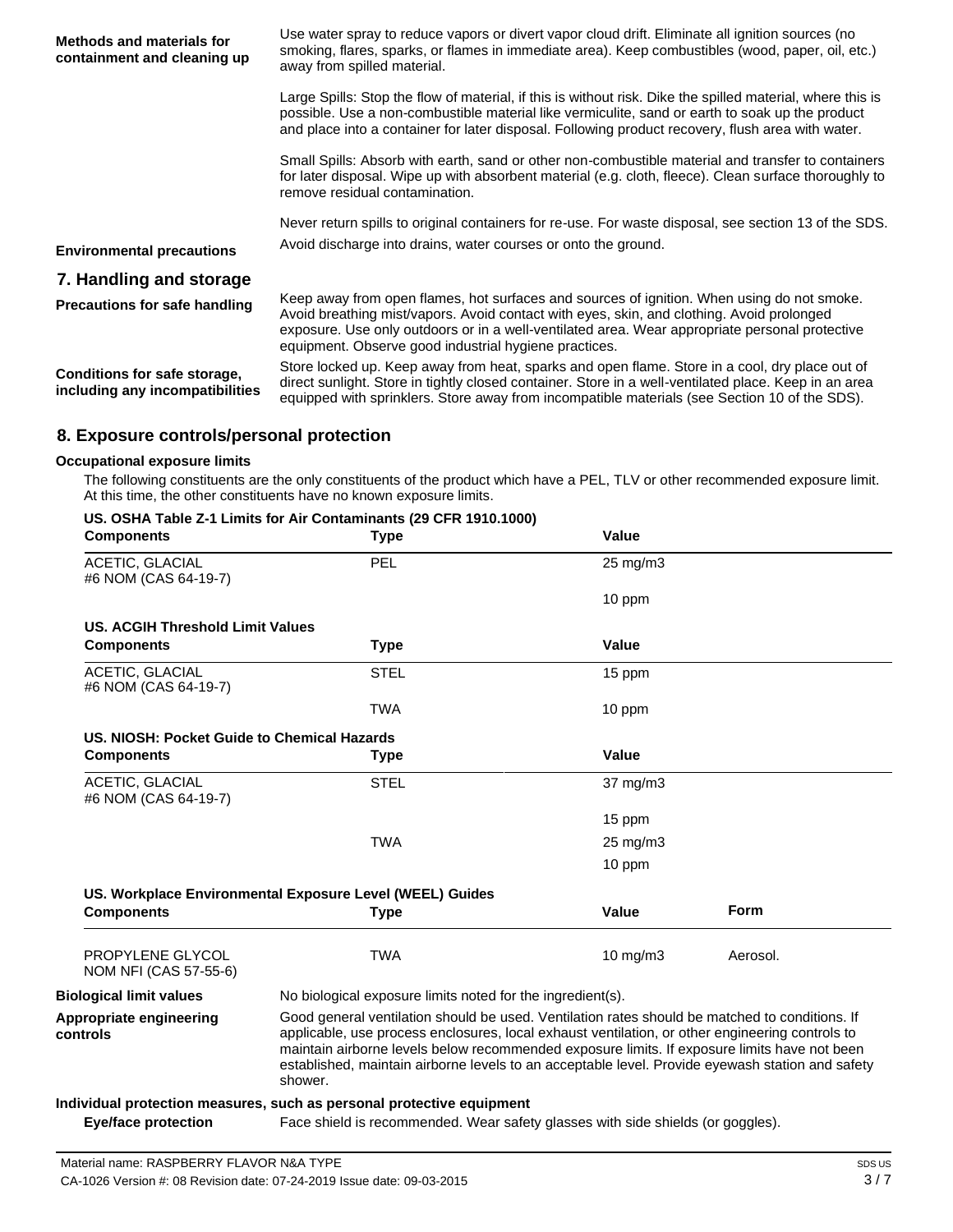**Methods and materials for containment and cleaning up**

Use water spray to reduce vapors or divert vapor cloud drift. Eliminate all ignition sources (no smoking, flares, sparks, or flames in immediate area). Keep combustibles (wood, paper, oil, etc.) away from spilled material.

Large Spills: Stop the flow of material, if this is without risk. Dike the spilled material, where this is possible. Use a non-combustible material like vermiculite, sand or earth to soak up the product and place into a container for later disposal. Following product recovery, flush area with water.

Small Spills: Absorb with earth, sand or other non-combustible material and transfer to containers for later disposal. Wipe up with absorbent material (e.g. cloth, fleece). Clean surface thoroughly to remove residual contamination.

Never return spills to original containers for re-use. For waste disposal, see section 13 of the SDS.

**Environmental precautions**

Avoid discharge into drains, water courses or onto the ground.

## 7. Handling and storage

**Precautions for safe handling**

Keep away from open flames, hot surfaces and sources of ignition. When using do not smoke. Avoid breathing mist/vapors. Avoid contact with eyes, skin, and clothing. Avoid prolonged exposure. Use only outdoors or in a well-ventilated area. Wear appropriate personal protective equipment. Observe good industrial hygiene practices.

**Conditions for safe storage, including any incompatibilities**

Store locked up. Keep away from heat, sparks and open flame. Store in a cool, dry place out of direct sunlight. Store in tightly closed container. Store in a well-ventilated place. Keep in an area equipped with sprinklers. Store away from incompatible materials (see Section 10 of the SDS).

## 8. Exposure controls/personal protection

### Occupational exposure limits

The following constituents are the only constituents of the product which have a PEL, TLV or other recommended exposure limit. At this time, the other constituents have no known exposure limits.

**US. OSHA Table Z-1 Limits for Air Contaminants (29 CFR 1910.1000)**

| Components | Type | Value |
| --- | --- | --- |
| ACETIC, GLACIAL #6 NOM (CAS 64-19-7) | PEL | 25 mg/m3 |
| | | 10 ppm |

**US. ACGIH Threshold Limit Values**

| Components | Type | Value |
| --- | --- | --- |
| ACETIC, GLACIAL #6 NOM (CAS 64-19-7) | STEL | 15 ppm |
| | TWA | 10 ppm |

**US. NIOSH: Pocket Guide to Chemical Hazards**

| Components | Type | Value |
| --- | --- | --- |
| ACETIC, GLACIAL #6 NOM (CAS 64-19-7) | STEL | 37 mg/m3 |
| | | 15 ppm |
| | TWA | 25 mg/m3 |
| | | 10 ppm |

**US. Workplace Environmental Exposure Level (WEEL) Guides**

| Components | Type | Value | Form |
| --- | --- | --- | --- |
| PROPYLENE GLYCOL NOM NFI (CAS 57-55-6) | TWA | 10 mg/m3 | Aerosol. |

**Biological limit values**

No biological exposure limits noted for the ingredient(s).

**Appropriate engineering controls**

Good general ventilation should be used. Ventilation rates should be matched to conditions. If applicable, use process enclosures, local exhaust ventilation, or other engineering controls to maintain airborne levels below recommended exposure limits. If exposure limits have not been established, maintain airborne levels to an acceptable level. Provide eyewash station and safety shower.

### Individual protection measures, such as personal protective equipment

**Eye/face protection**

Face shield is recommended. Wear safety glasses with side shields (or goggles).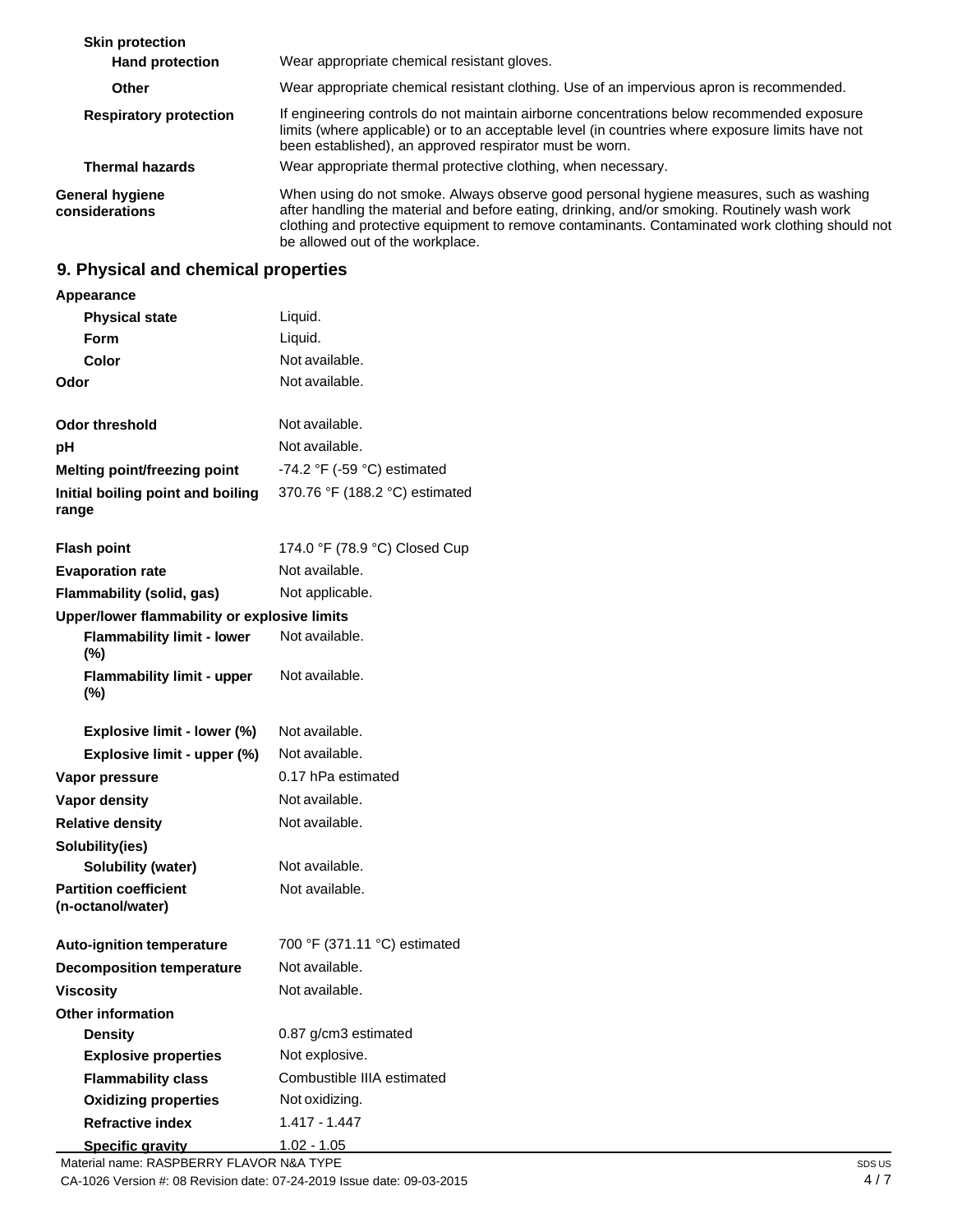| | |
|---|---|
| **Skin protection** | |
| **Hand protection** | Wear appropriate chemical resistant gloves. |
| **Other** | Wear appropriate chemical resistant clothing. Use of an impervious apron is recommended. |
| **Respiratory protection** | If engineering controls do not maintain airborne concentrations below recommended exposure limits (where applicable) or to an acceptable level (in countries where exposure limits have not been established), an approved respirator must be worn. |
| **Thermal hazards** | Wear appropriate thermal protective clothing, when necessary. |
| **General hygiene considerations** | When using do not smoke. Always observe good personal hygiene measures, such as washing after handling the material and before eating, drinking, and/or smoking. Routinely wash work clothing and protective equipment to remove contaminants. Contaminated work clothing should not be allowed out of the workplace. |

## 9. Physical and chemical properties

| | |
|---|---|
| **Appearance** | |
| **Physical state** | Liquid. |
| **Form** | Liquid. |
| **Color** | Not available. |
| **Odor** | Not available. |
| **Odor threshold** | Not available. |
| **pH** | Not available. |
| **Melting point/freezing point** | -74.2 °F (-59 °C) estimated |
| **Initial boiling point and boiling range** | 370.76 °F (188.2 °C) estimated |
| **Flash point** | 174.0 °F (78.9 °C) Closed Cup |
| **Evaporation rate** | Not available. |
| **Flammability (solid, gas)** | Not applicable. |
| **Upper/lower flammability or explosive limits** | |
| **Flammability limit - lower (%)** | Not available. |
| **Flammability limit - upper (%)** | Not available. |
| **Explosive limit - lower (%)** | Not available. |
| **Explosive limit - upper (%)** | Not available. |
| **Vapor pressure** | 0.17 hPa estimated |
| **Vapor density** | Not available. |
| **Relative density** | Not available. |
| **Solubility(ies)** | |
| **Solubility (water)** | Not available. |
| **Partition coefficient (n-octanol/water)** | Not available. |
| **Auto-ignition temperature** | 700 °F (371.11 °C) estimated |
| **Decomposition temperature** | Not available. |
| **Viscosity** | Not available. |
| **Other information** | |
| **Density** | 0.87 g/cm3 estimated |
| **Explosive properties** | Not explosive. |
| **Flammability class** | Combustible IIIA estimated |
| **Oxidizing properties** | Not oxidizing. |
| **Refractive index** | 1.417 - 1.447 |
| **Specific gravity** | 1.02 - 1.05 |

Material name: RASPBERRY FLAVOR N&A TYPE

CA-1026 Version #: 08 Revision date: 07-24-2019 Issue date: 09-03-2015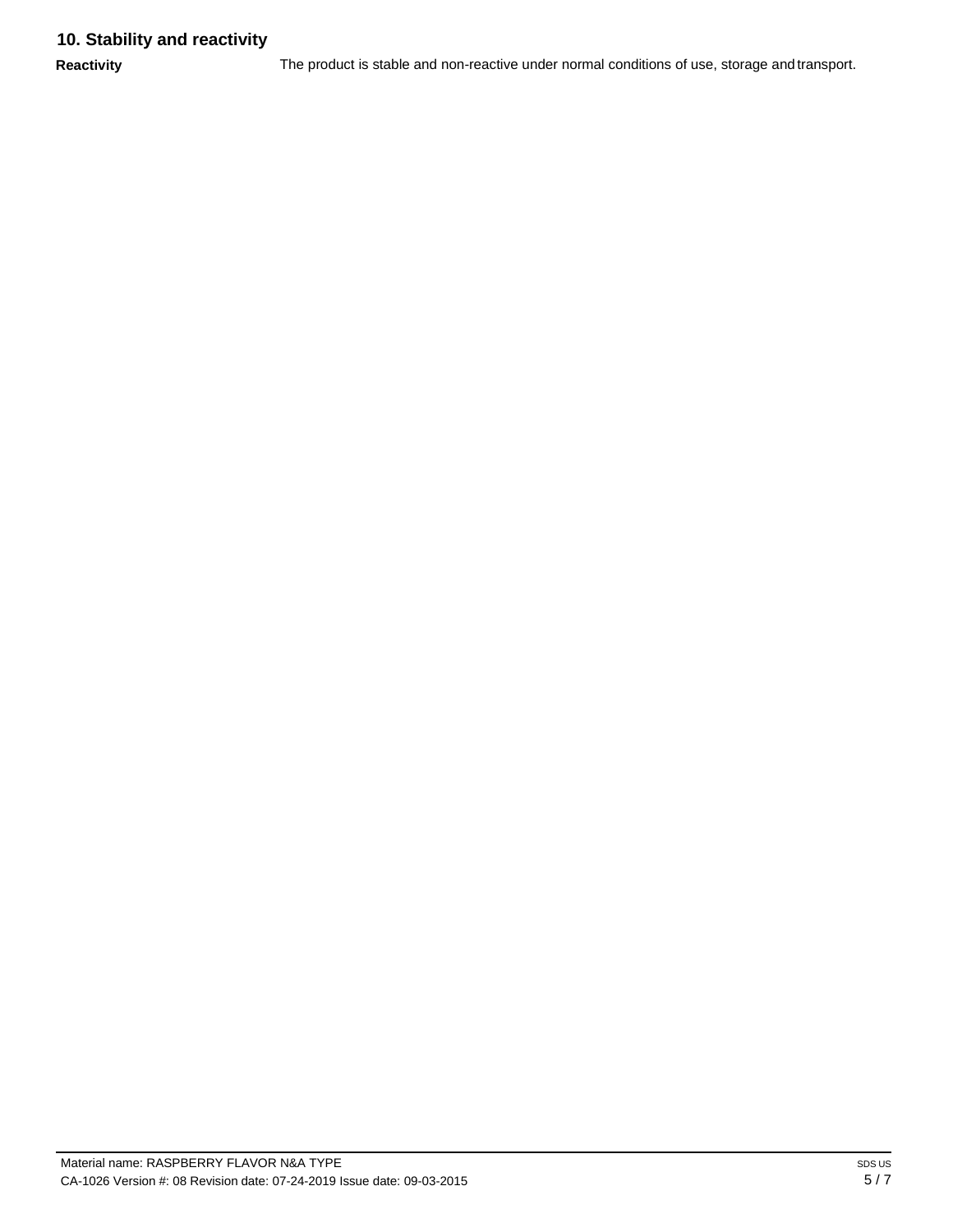## 10. Stability and reactivity

**Reactivity** The product is stable and non-reactive under normal conditions of use, storage and transport.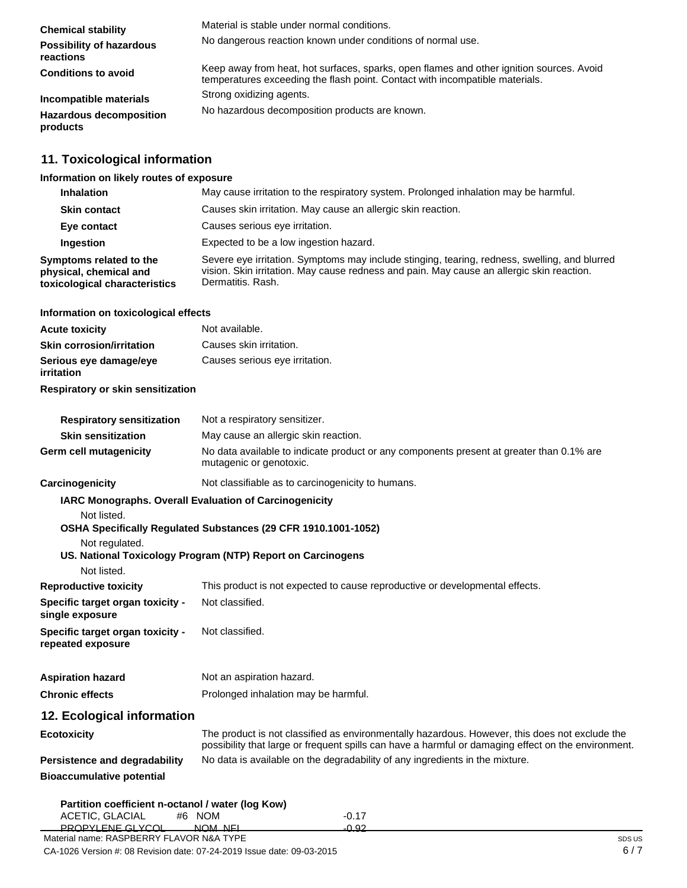| | |
|---|---|
| **Chemical stability** | Material is stable under normal conditions. |
| **Possibility of hazardous reactions** | No dangerous reaction known under conditions of normal use. |
| **Conditions to avoid** | Keep away from heat, hot surfaces, sparks, open flames and other ignition sources. Avoid temperatures exceeding the flash point. Contact with incompatible materials. |
| **Incompatible materials** | Strong oxidizing agents. |
| **Hazardous decomposition products** | No hazardous decomposition products are known. |

## 11. Toxicological information

**Information on likely routes of exposure**

| | |
|---|---|
| **Inhalation** | May cause irritation to the respiratory system. Prolonged inhalation may be harmful. |
| **Skin contact** | Causes skin irritation. May cause an allergic skin reaction. |
| **Eye contact** | Causes serious eye irritation. |
| **Ingestion** | Expected to be a low ingestion hazard. |
| **Symptoms related to the physical, chemical and toxicological characteristics** | Severe eye irritation. Symptoms may include stinging, tearing, redness, swelling, and blurred vision. Skin irritation. May cause redness and pain. May cause an allergic skin reaction. Dermatitis. Rash. |

**Information on toxicological effects**

| | |
|---|---|
| **Acute toxicity** | Not available. |
| **Skin corrosion/irritation** | Causes skin irritation. |
| **Serious eye damage/eye irritation** | Causes serious eye irritation. |

**Respiratory or skin sensitization**

| | |
|---|---|
| **Respiratory sensitization** | Not a respiratory sensitizer. |
| **Skin sensitization** | May cause an allergic skin reaction. |
| **Germ cell mutagenicity** | No data available to indicate product or any components present at greater than 0.1% are mutagenic or genotoxic. |
| **Carcinogenicity** | Not classifiable as to carcinogenicity to humans. |

**IARC Monographs. Overall Evaluation of Carcinogenicity**

Not listed.

**OSHA Specifically Regulated Substances (29 CFR 1910.1001-1052)**

Not regulated.

**US. National Toxicology Program (NTP) Report on Carcinogens**

Not listed.

| | |
|---|---|
| **Reproductive toxicity** | This product is not expected to cause reproductive or developmental effects. |
| **Specific target organ toxicity - single exposure** | Not classified. |
| **Specific target organ toxicity - repeated exposure** | Not classified. |
| **Aspiration hazard** | Not an aspiration hazard. |
| **Chronic effects** | Prolonged inhalation may be harmful. |

## 12. Ecological information

| | |
|---|---|
| **Ecotoxicity** | The product is not classified as environmentally hazardous. However, this does not exclude the possibility that large or frequent spills can have a harmful or damaging effect on the environment. |
| **Persistence and degradability** | No data is available on the degradability of any ingredients in the mixture. |
| **Bioaccumulative potential** | |

**Partition coefficient n-octanol / water (log Kow)**

| | |
|---|---|
| ACETIC, GLACIAL #6 NOM | -0.17 |
| PROPYLENE GLYCOL NOM NFI | -0.92 |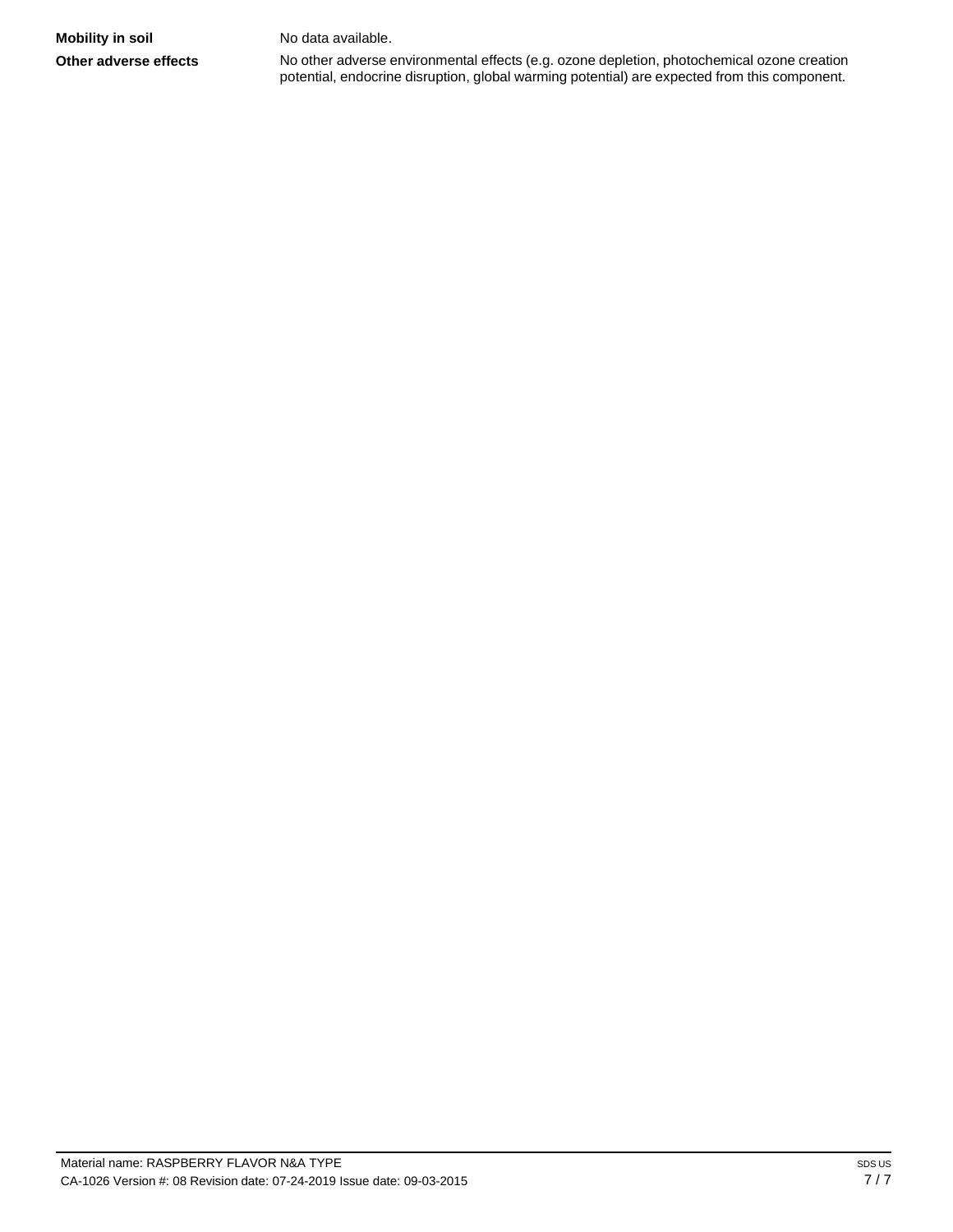**Mobility in soil** No data available.

**Other adverse effects** No other adverse environmental effects (e.g. ozone depletion, photochemical ozone creation potential, endocrine disruption, global warming potential) are expected from this component.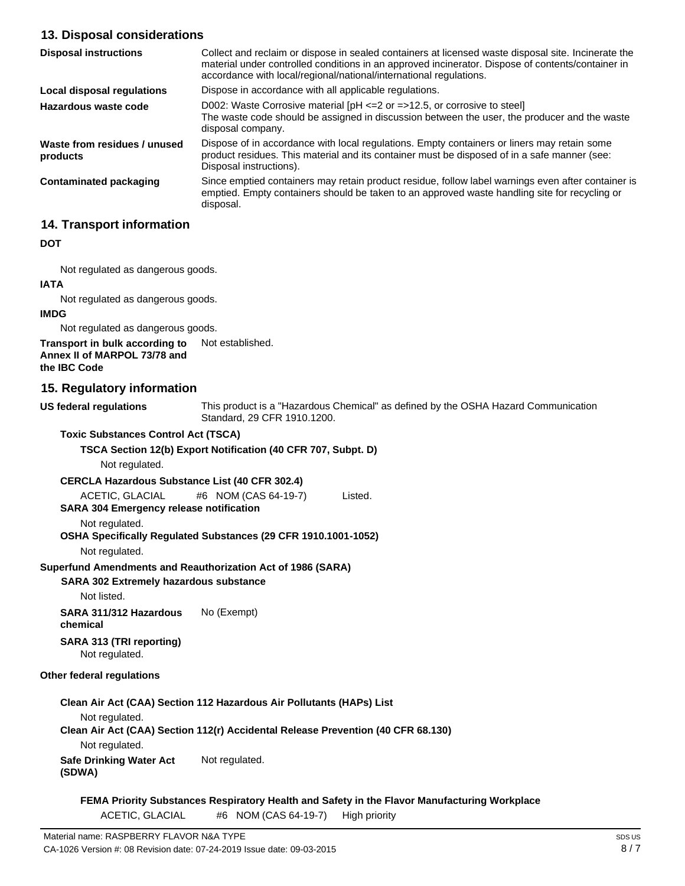## 13. Disposal considerations

| | |
|---|---|
| **Disposal instructions** | Collect and reclaim or dispose in sealed containers at licensed waste disposal site. Incinerate the material under controlled conditions in an approved incinerator. Dispose of contents/container in accordance with local/regional/national/international regulations. |
| **Local disposal regulations** | Dispose in accordance with all applicable regulations. |
| **Hazardous waste code** | D002: Waste Corrosive material [pH <=2 or =>12.5, or corrosive to steel]<br>The waste code should be assigned in discussion between the user, the producer and the waste disposal company. |
| **Waste from residues / unused products** | Dispose of in accordance with local regulations. Empty containers or liners may retain some product residues. This material and its container must be disposed of in a safe manner (see: Disposal instructions). |
| **Contaminated packaging** | Since emptied containers may retain product residue, follow label warnings even after container is emptied. Empty containers should be taken to an approved waste handling site for recycling or disposal. |

## 14. Transport information

**DOT**

Not regulated as dangerous goods.

**IATA**

Not regulated as dangerous goods.

**IMDG**

Not regulated as dangerous goods.

**Transport in bulk according to Annex II of MARPOL 73/78 and the IBC Code** Not established.

## 15. Regulatory information

**US federal regulations** This product is a "Hazardous Chemical" as defined by the OSHA Hazard Communication Standard, 29 CFR 1910.1200.

**Toxic Substances Control Act (TSCA)**

**TSCA Section 12(b) Export Notification (40 CFR 707, Subpt. D)**

Not regulated.

**CERCLA Hazardous Substance List (40 CFR 302.4)**

ACETIC, GLACIAL #6 NOM (CAS 64-19-7) Listed.

**SARA 304 Emergency release notification**

Not regulated.

**OSHA Specifically Regulated Substances (29 CFR 1910.1001-1052)**

Not regulated.

**Superfund Amendments and Reauthorization Act of 1986 (SARA)**

**SARA 302 Extremely hazardous substance**

Not listed.

**SARA 311/312 Hazardous chemical** No (Exempt)

**SARA 313 (TRI reporting)**

Not regulated.

**Other federal regulations**

**Clean Air Act (CAA) Section 112 Hazardous Air Pollutants (HAPs) List**

Not regulated.

**Clean Air Act (CAA) Section 112(r) Accidental Release Prevention (40 CFR 68.130)**

Not regulated.

**Safe Drinking Water Act (SDWA)** Not regulated.

**FEMA Priority Substances Respiratory Health and Safety in the Flavor Manufacturing Workplace**

ACETIC, GLACIAL #6 NOM (CAS 64-19-7) High priority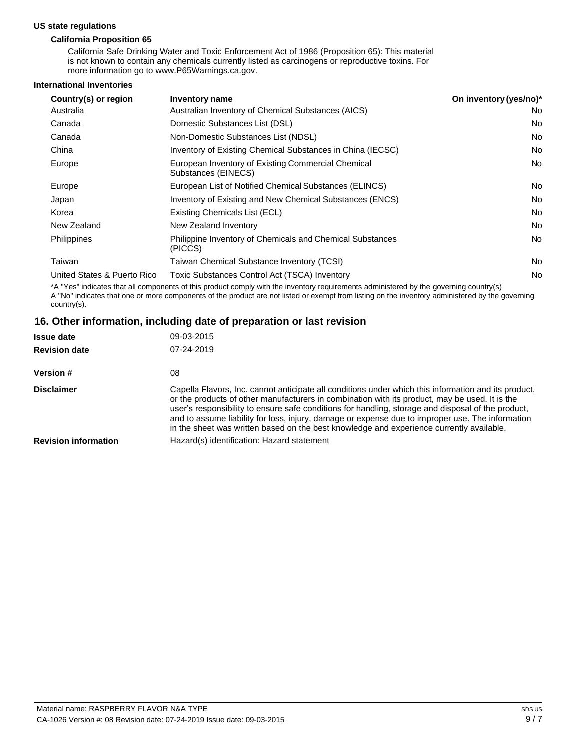**US state regulations**

**California Proposition 65**

California Safe Drinking Water and Toxic Enforcement Act of 1986 (Proposition 65): This material is not known to contain any chemicals currently listed as carcinogens or reproductive toxins. For more information go to www.P65Warnings.ca.gov.

**International Inventories**

| Country(s) or region | Inventory name | On inventory (yes/no)* |
|---|---|---|
| Australia | Australian Inventory of Chemical Substances (AICS) | No |
| Canada | Domestic Substances List (DSL) | No |
| Canada | Non-Domestic Substances List (NDSL) | No |
| China | Inventory of Existing Chemical Substances in China (IECSC) | No |
| Europe | European Inventory of Existing Commercial Chemical Substances (EINECS) | No |
| Europe | European List of Notified Chemical Substances (ELINCS) | No |
| Japan | Inventory of Existing and New Chemical Substances (ENCS) | No |
| Korea | Existing Chemicals List (ECL) | No |
| New Zealand | New Zealand Inventory | No |
| Philippines | Philippine Inventory of Chemicals and Chemical Substances (PICCS) | No |
| Taiwan | Taiwan Chemical Substance Inventory (TCSI) | No |
| United States & Puerto Rico | Toxic Substances Control Act (TSCA) Inventory | No |

*A "Yes" indicates that all components of this product comply with the inventory requirements administered by the governing country(s)
A "No" indicates that one or more components of the product are not listed or exempt from listing on the inventory administered by the governing country(s).

## 16. Other information, including date of preparation or last revision

**Issue date** 09-03-2015

**Revision date** 07-24-2019

**Version #** 08

**Disclaimer** Capella Flavors, Inc. cannot anticipate all conditions under which this information and its product, or the products of other manufacturers in combination with its product, may be used. It is the user's responsibility to ensure safe conditions for handling, storage and disposal of the product, and to assume liability for loss, injury, damage or expense due to improper use. The information in the sheet was written based on the best knowledge and experience currently available.

**Revision information** Hazard(s) identification: Hazard statement